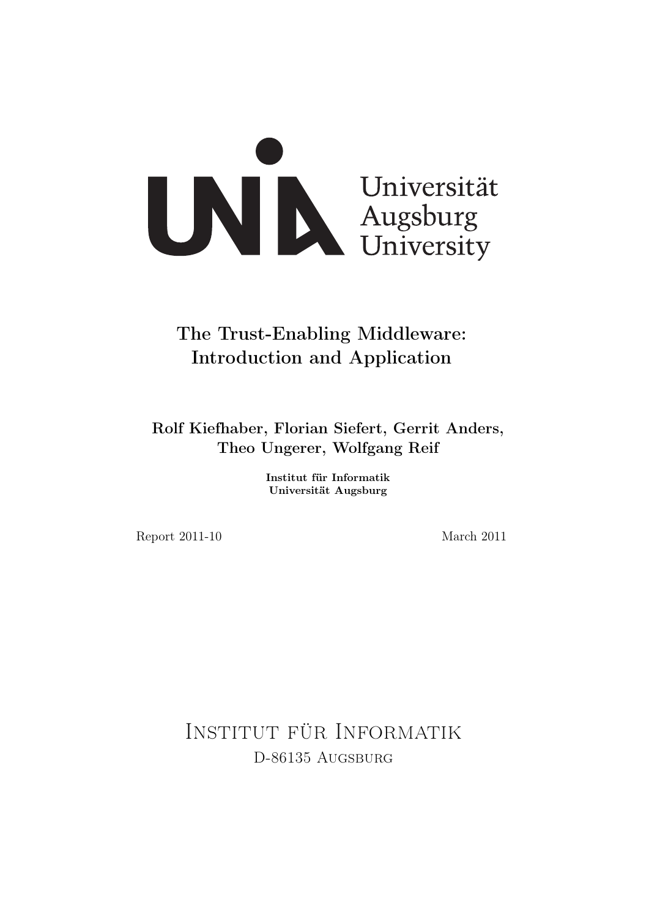Universität
Augsburg
University

# The Trust-Enabling Middleware: Introduction and Application

**Rolf Kiefhaber, Florian Siefert, Gerrit Anders, Theo Ungerer, Wolfgang Reif**

**Institut für Informatik**
**Universität Augsburg**

Report 2011-10

March 2011

Institut für Informatik
D-86135 Augsburg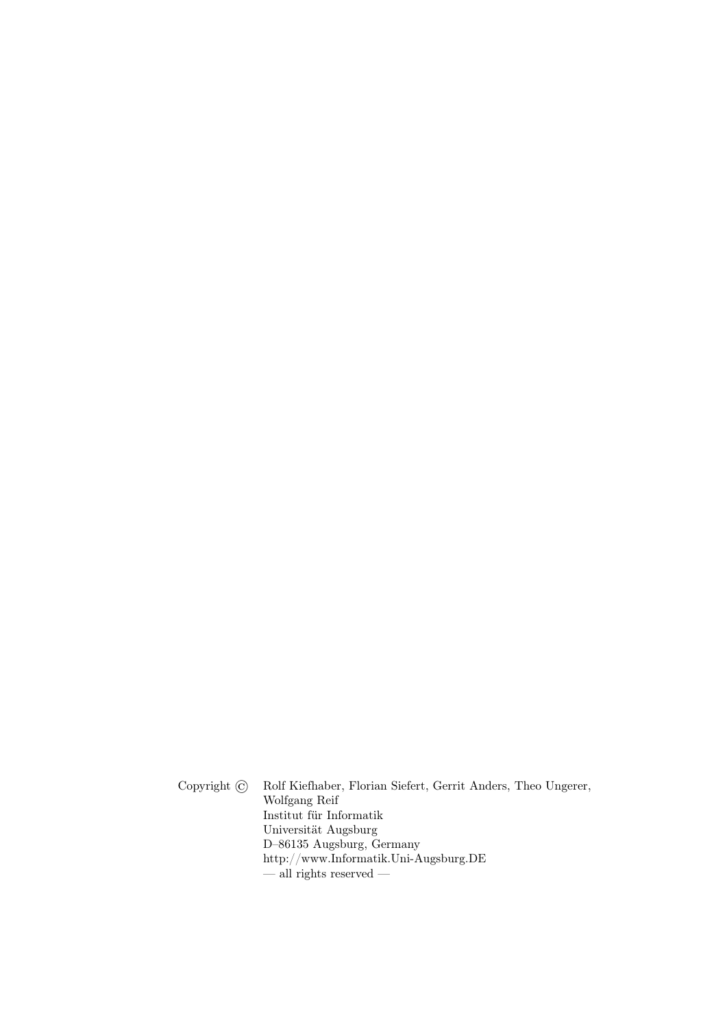Copyright © Rolf Kiefhaber, Florian Siefert, Gerrit Anders, Theo Ungerer, Wolfgang Reif
Institut für Informatik
Universität Augsburg
D–86135 Augsburg, Germany
http://www.Informatik.Uni-Augsburg.DE
— all rights reserved —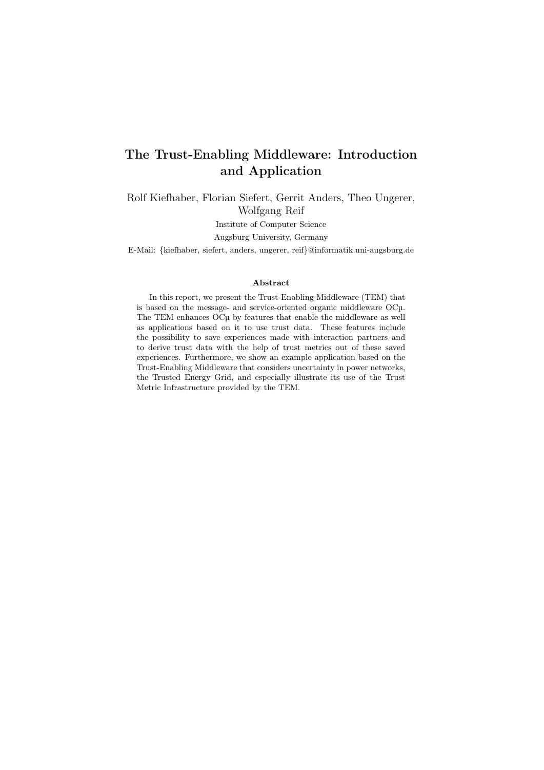# The Trust-Enabling Middleware: Introduction and Application

Rolf Kiefhaber, Florian Siefert, Gerrit Anders, Theo Ungerer, Wolfgang Reif

Institute of Computer Science

Augsburg University, Germany

E-Mail: {kiefhaber, siefert, anders, ungerer, reif}@informatik.uni-augsburg.de

### Abstract

In this report, we present the Trust-Enabling Middleware (TEM) that is based on the message- and service-oriented organic middleware OCµ. The TEM enhances OCµ by features that enable the middleware as well as applications based on it to use trust data. These features include the possibility to save experiences made with interaction partners and to derive trust data with the help of trust metrics out of these saved experiences. Furthermore, we show an example application based on the Trust-Enabling Middleware that considers uncertainty in power networks, the Trusted Energy Grid, and especially illustrate its use of the Trust Metric Infrastructure provided by the TEM.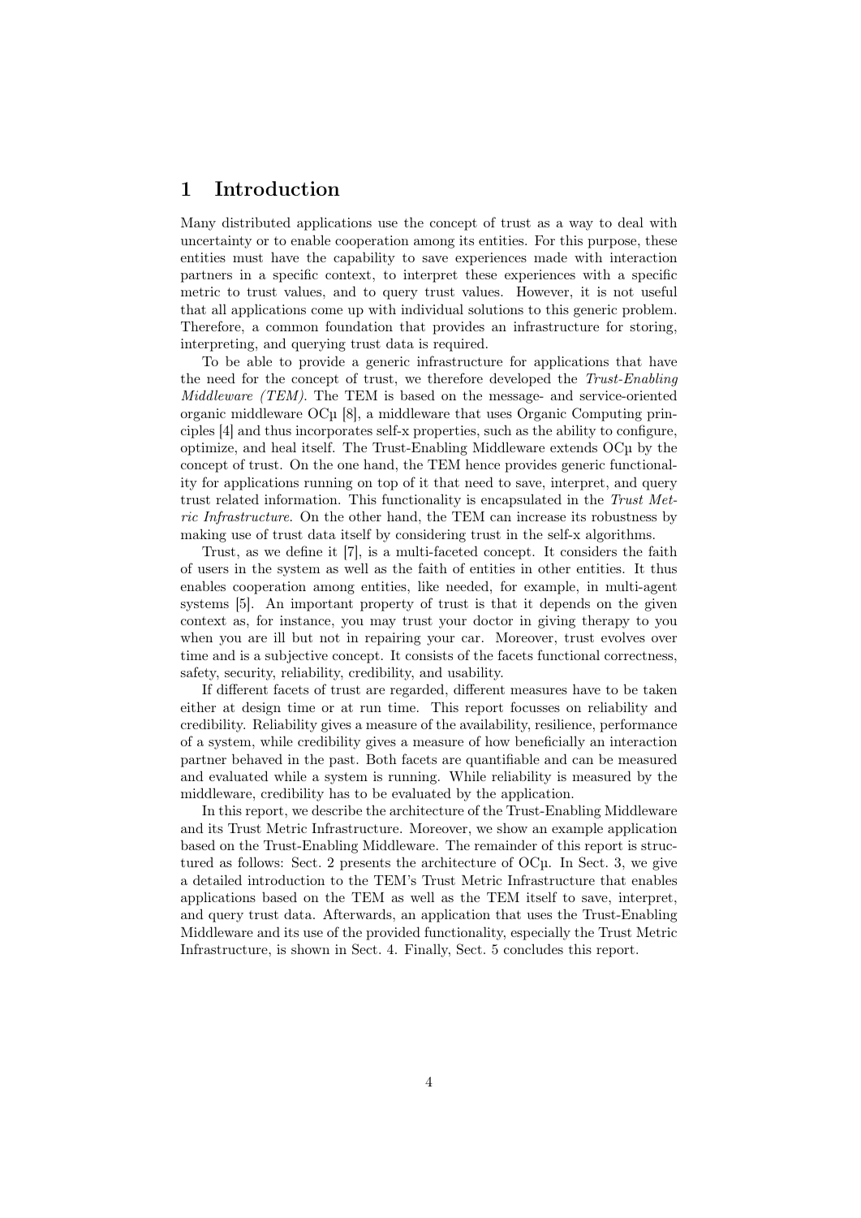# 1 Introduction

Many distributed applications use the concept of trust as a way to deal with uncertainty or to enable cooperation among its entities. For this purpose, these entities must have the capability to save experiences made with interaction partners in a specific context, to interpret these experiences with a specific metric to trust values, and to query trust values. However, it is not useful that all applications come up with individual solutions to this generic problem. Therefore, a common foundation that provides an infrastructure for storing, interpreting, and querying trust data is required.

To be able to provide a generic infrastructure for applications that have the need for the concept of trust, we therefore developed the *Trust-Enabling Middleware (TEM)*. The TEM is based on the message- and service-oriented organic middleware OCµ [8], a middleware that uses Organic Computing principles [4] and thus incorporates self-x properties, such as the ability to configure, optimize, and heal itself. The Trust-Enabling Middleware extends OCµ by the concept of trust. On the one hand, the TEM hence provides generic functionality for applications running on top of it that need to save, interpret, and query trust related information. This functionality is encapsulated in the *Trust Metric Infrastructure*. On the other hand, the TEM can increase its robustness by making use of trust data itself by considering trust in the self-x algorithms.

Trust, as we define it [7], is a multi-faceted concept. It considers the faith of users in the system as well as the faith of entities in other entities. It thus enables cooperation among entities, like needed, for example, in multi-agent systems [5]. An important property of trust is that it depends on the given context as, for instance, you may trust your doctor in giving therapy to you when you are ill but not in repairing your car. Moreover, trust evolves over time and is a subjective concept. It consists of the facets functional correctness, safety, security, reliability, credibility, and usability.

If different facets of trust are regarded, different measures have to be taken either at design time or at run time. This report focusses on reliability and credibility. Reliability gives a measure of the availability, resilience, performance of a system, while credibility gives a measure of how beneficially an interaction partner behaved in the past. Both facets are quantifiable and can be measured and evaluated while a system is running. While reliability is measured by the middleware, credibility has to be evaluated by the application.

In this report, we describe the architecture of the Trust-Enabling Middleware and its Trust Metric Infrastructure. Moreover, we show an example application based on the Trust-Enabling Middleware. The remainder of this report is structured as follows: Sect. 2 presents the architecture of OCµ. In Sect. 3, we give a detailed introduction to the TEM's Trust Metric Infrastructure that enables applications based on the TEM as well as the TEM itself to save, interpret, and query trust data. Afterwards, an application that uses the Trust-Enabling Middleware and its use of the provided functionality, especially the Trust Metric Infrastructure, is shown in Sect. 4. Finally, Sect. 5 concludes this report.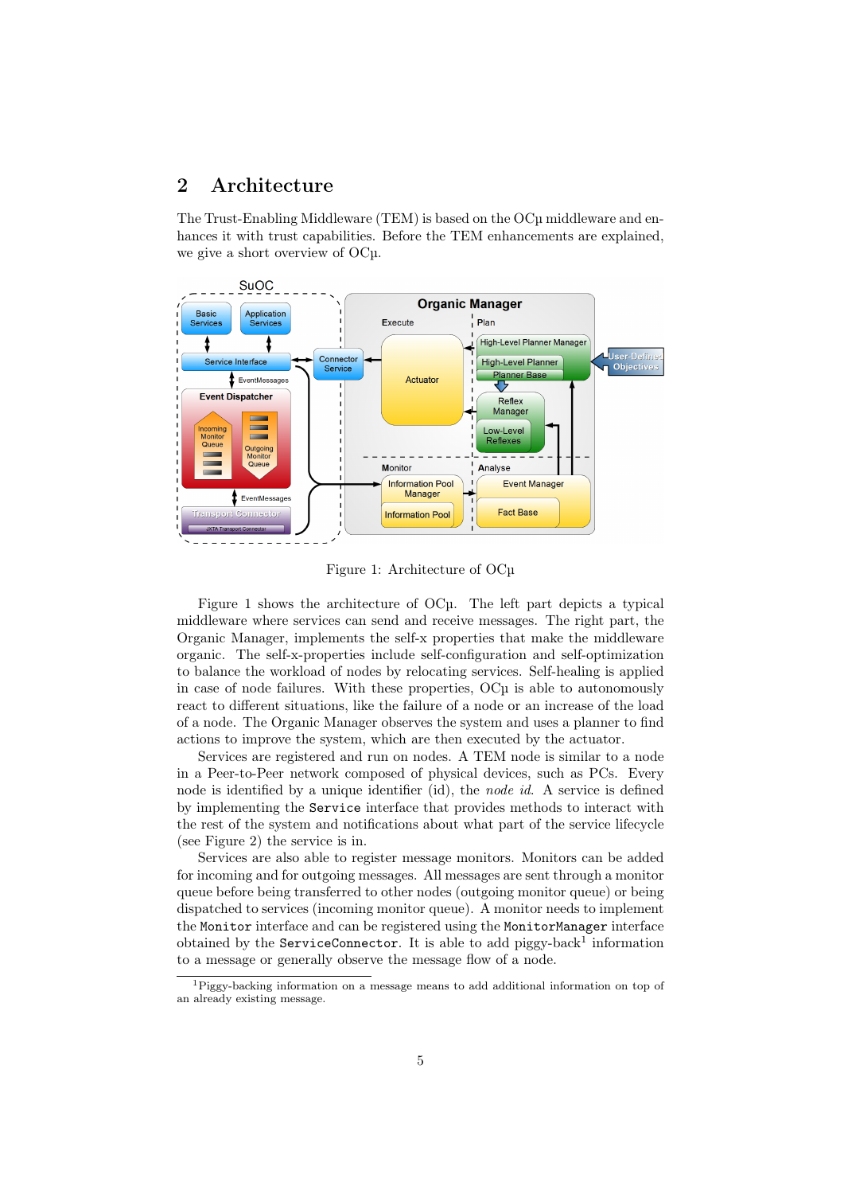## 2 Architecture

The Trust-Enabling Middleware (TEM) is based on the OCμ middleware and enhances it with trust capabilities. Before the TEM enhancements are explained, we give a short overview of OCμ.

Figure 1: Architecture of OCμ

Figure 1 shows the architecture of OCμ. The left part depicts a typical middleware where services can send and receive messages. The right part, the Organic Manager, implements the self-x properties that make the middleware organic. The self-x-properties include self-configuration and self-optimization to balance the workload of nodes by relocating services. Self-healing is applied in case of node failures. With these properties, OCμ is able to autonomously react to different situations, like the failure of a node or an increase of the load of a node. The Organic Manager observes the system and uses a planner to find actions to improve the system, which are then executed by the actuator.

Services are registered and run on nodes. A TEM node is similar to a node in a Peer-to-Peer network composed of physical devices, such as PCs. Every node is identified by a unique identifier (id), the *node id*. A service is defined by implementing the `Service` interface that provides methods to interact with the rest of the system and notifications about what part of the service lifecycle (see Figure 2) the service is in.

Services are also able to register message monitors. Monitors can be added for incoming and for outgoing messages. All messages are sent through a monitor queue before being transferred to other nodes (outgoing monitor queue) or being dispatched to services (incoming monitor queue). A monitor needs to implement the `Monitor` interface and can be registered using the `MonitorManager` interface obtained by the `ServiceConnector`. It is able to add piggy-back[1] information to a message or generally observe the message flow of a node.

[1] Piggy-backing information on a message means to add additional information on top of an already existing message.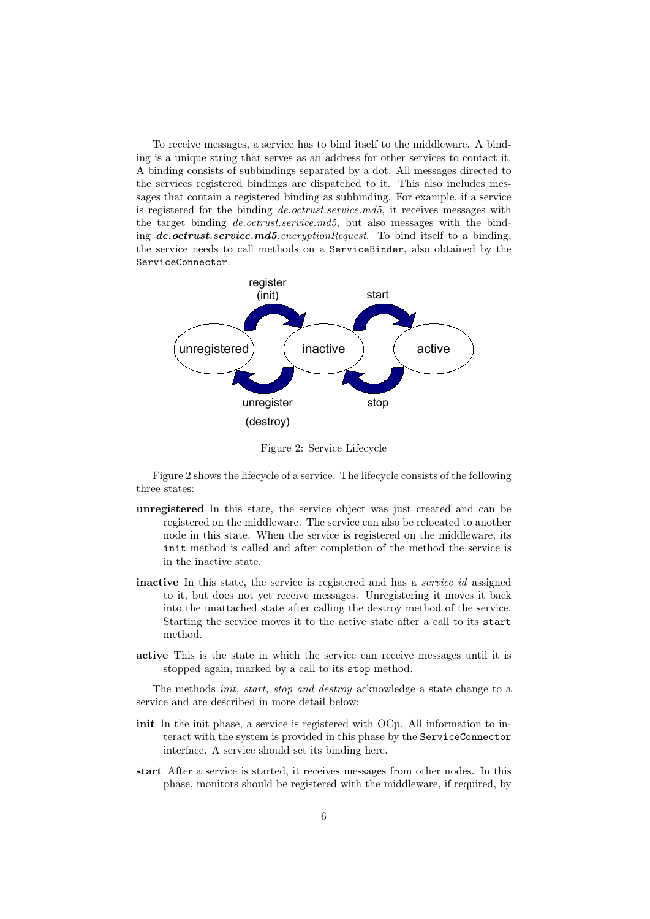To receive messages, a service has to bind itself to the middleware. A binding is a unique string that serves as an address for other services to contact it. A binding consists of subbindings separated by a dot. All messages directed to the services registered bindings are dispatched to it. This also includes messages that contain a registered binding as subbinding. For example, if a service is registered for the binding *de.octrust.service.md5*, it receives messages with the target binding *de.octrust.service.md5*, but also messages with the binding ***de.octrust.service.md5****.encryptionRequest*. To bind itself to a binding, the service needs to call methods on a `ServiceBinder`, also obtained by the `ServiceConnector`.

Figure 2: Service Lifecycle

Figure 2 shows the lifecycle of a service. The lifecycle consists of the following three states:

**unregistered** In this state, the service object was just created and can be registered on the middleware. The service can also be relocated to another node in this state. When the service is registered on the middleware, its `init` method is called and after completion of the method the service is in the inactive state.

**inactive** In this state, the service is registered and has a *service id* assigned to it, but does not yet receive messages. Unregistering it moves it back into the unattached state after calling the destroy method of the service. Starting the service moves it to the active state after a call to its `start` method.

**active** This is the state in which the service can receive messages until it is stopped again, marked by a call to its `stop` method.

The methods *init, start, stop and destroy* acknowledge a state change to a service and are described in more detail below:

**init** In the init phase, a service is registered with OCµ. All information to interact with the system is provided in this phase by the `ServiceConnector` interface. A service should set its binding here.

**start** After a service is started, it receives messages from other nodes. In this phase, monitors should be registered with the middleware, if required, by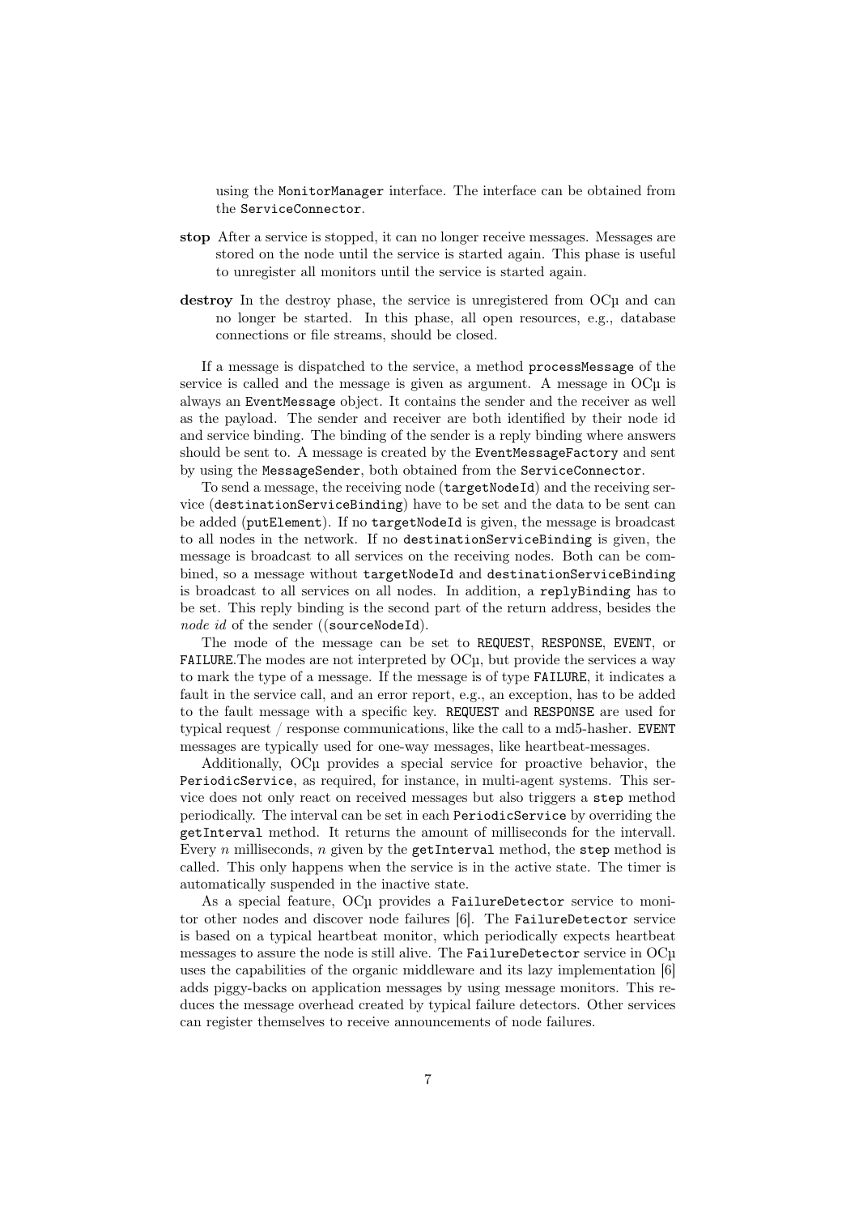using the `MonitorManager` interface. The interface can be obtained from the `ServiceConnector`.

**stop** After a service is stopped, it can no longer receive messages. Messages are stored on the node until the service is started again. This phase is useful to unregister all monitors until the service is started again.

**destroy** In the destroy phase, the service is unregistered from OCµ and can no longer be started. In this phase, all open resources, e.g., database connections or file streams, should be closed.

If a message is dispatched to the service, a method `processMessage` of the service is called and the message is given as argument. A message in OCµ is always an `EventMessage` object. It contains the sender and the receiver as well as the payload. The sender and receiver are both identified by their node id and service binding. The binding of the sender is a reply binding where answers should be sent to. A message is created by the `EventMessageFactory` and sent by using the `MessageSender`, both obtained from the `ServiceConnector`.

To send a message, the receiving node (`targetNodeId`) and the receiving service (`destinationServiceBinding`) have to be set and the data to be sent can be added (`putElement`). If no `targetNodeId` is given, the message is broadcast to all nodes in the network. If no `destinationServiceBinding` is given, the message is broadcast to all services on the receiving nodes. Both can be combined, so a message without `targetNodeId` and `destinationServiceBinding` is broadcast to all services on all nodes. In addition, a `replyBinding` has to be set. This reply binding is the second part of the return address, besides the *node id* of the sender ((`sourceNodeId`).

The mode of the message can be set to `REQUEST`, `RESPONSE`, `EVENT`, or `FAILURE`.The modes are not interpreted by OCµ, but provide the services a way to mark the type of a message. If the message is of type `FAILURE`, it indicates a fault in the service call, and an error report, e.g., an exception, has to be added to the fault message with a specific key. `REQUEST` and `RESPONSE` are used for typical request / response communications, like the call to a md5-hasher. `EVENT` messages are typically used for one-way messages, like heartbeat-messages.

Additionally, OCµ provides a special service for proactive behavior, the `PeriodicService`, as required, for instance, in multi-agent systems. This service does not only react on received messages but also triggers a `step` method periodically. The interval can be set in each `PeriodicService` by overriding the `getInterval` method. It returns the amount of milliseconds for the intervall. Every $n$ milliseconds, $n$ given by the `getInterval` method, the `step` method is called. This only happens when the service is in the active state. The timer is automatically suspended in the inactive state.

As a special feature, OCµ provides a `FailureDetector` service to monitor other nodes and discover node failures [6]. The `FailureDetector` service is based on a typical heartbeat monitor, which periodically expects heartbeat messages to assure the node is still alive. The `FailureDetector` service in OCµ uses the capabilities of the organic middleware and its lazy implementation [6] adds piggy-backs on application messages by using message monitors. This reduces the message overhead created by typical failure detectors. Other services can register themselves to receive announcements of node failures.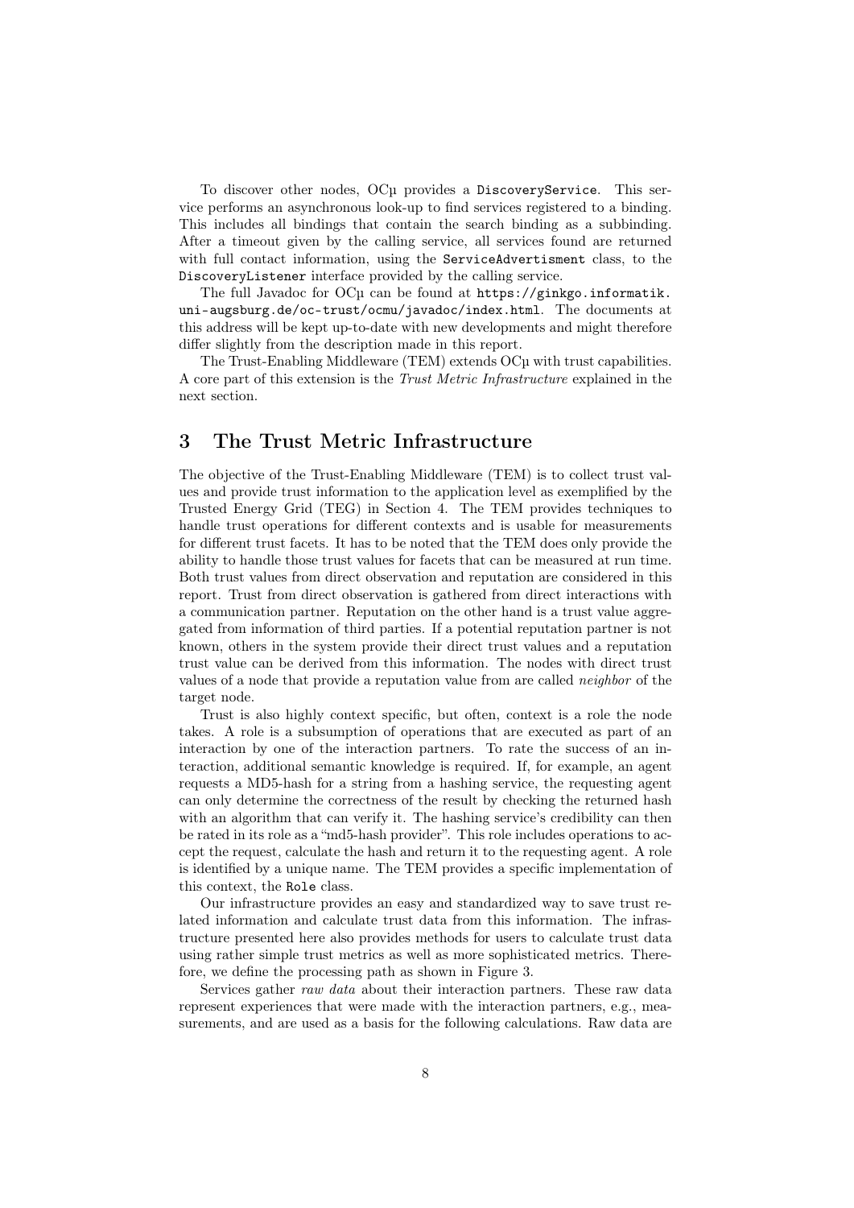To discover other nodes, OCµ provides a `DiscoveryService`. This service performs an asynchronous look-up to find services registered to a binding. This includes all bindings that contain the search binding as a subbinding. After a timeout given by the calling service, all services found are returned with full contact information, using the `ServiceAdvertisment` class, to the `DiscoveryListener` interface provided by the calling service.

The full Javadoc for OCµ can be found at `https://ginkgo.informatik.uni-augsburg.de/oc-trust/ocmu/javadoc/index.html`. The documents at this address will be kept up-to-date with new developments and might therefore differ slightly from the description made in this report.

The Trust-Enabling Middleware (TEM) extends OCµ with trust capabilities. A core part of this extension is the *Trust Metric Infrastructure* explained in the next section.

## 3 The Trust Metric Infrastructure

The objective of the Trust-Enabling Middleware (TEM) is to collect trust values and provide trust information to the application level as exemplified by the Trusted Energy Grid (TEG) in Section 4. The TEM provides techniques to handle trust operations for different contexts and is usable for measurements for different trust facets. It has to be noted that the TEM does only provide the ability to handle those trust values for facets that can be measured at run time. Both trust values from direct observation and reputation are considered in this report. Trust from direct observation is gathered from direct interactions with a communication partner. Reputation on the other hand is a trust value aggregated from information of third parties. If a potential reputation partner is not known, others in the system provide their direct trust values and a reputation trust value can be derived from this information. The nodes with direct trust values of a node that provide a reputation value from are called *neighbor* of the target node.

Trust is also highly context specific, but often, context is a role the node takes. A role is a subsumption of operations that are executed as part of an interaction by one of the interaction partners. To rate the success of an interaction, additional semantic knowledge is required. If, for example, an agent requests a MD5-hash for a string from a hashing service, the requesting agent can only determine the correctness of the result by checking the returned hash with an algorithm that can verify it. The hashing service's credibility can then be rated in its role as a "md5-hash provider". This role includes operations to accept the request, calculate the hash and return it to the requesting agent. A role is identified by a unique name. The TEM provides a specific implementation of this context, the `Role` class.

Our infrastructure provides an easy and standardized way to save trust related information and calculate trust data from this information. The infrastructure presented here also provides methods for users to calculate trust data using rather simple trust metrics as well as more sophisticated metrics. Therefore, we define the processing path as shown in Figure 3.

Services gather *raw data* about their interaction partners. These raw data represent experiences that were made with the interaction partners, e.g., measurements, and are used as a basis for the following calculations. Raw data are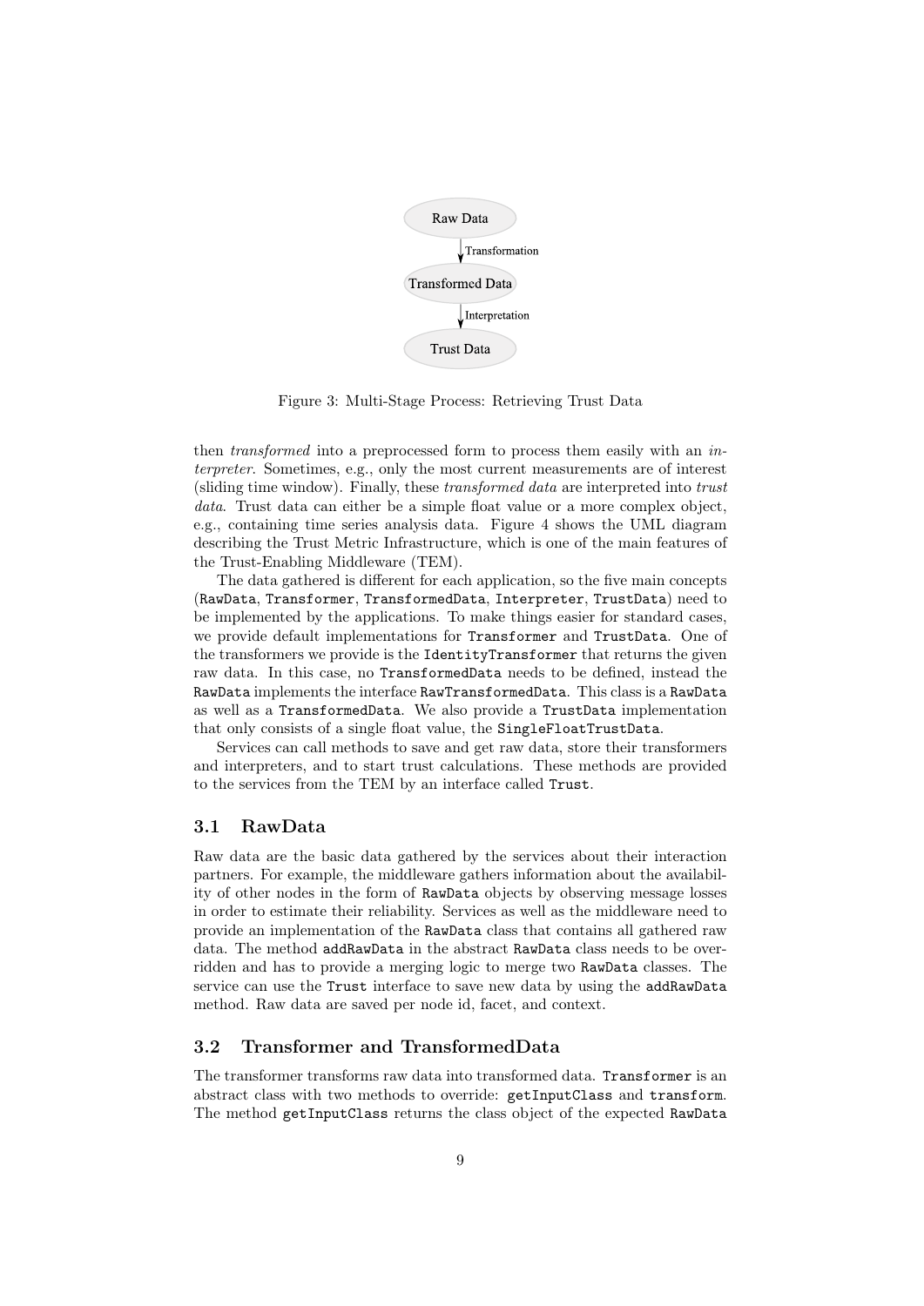Figure 3: Multi-Stage Process: Retrieving Trust Data

then *transformed* into a preprocessed form to process them easily with an *interpreter*. Sometimes, e.g., only the most current measurements are of interest (sliding time window). Finally, these *transformed data* are interpreted into *trust data*. Trust data can either be a simple float value or a more complex object, e.g., containing time series analysis data. Figure 4 shows the UML diagram describing the Trust Metric Infrastructure, which is one of the main features of the Trust-Enabling Middleware (TEM).

The data gathered is different for each application, so the five main concepts (`RawData`, `Transformer`, `TransformedData`, `Interpreter`, `TrustData`) need to be implemented by the applications. To make things easier for standard cases, we provide default implementations for `Transformer` and `TrustData`. One of the transformers we provide is the `IdentityTransformer` that returns the given raw data. In this case, no `TransformedData` needs to be defined, instead the `RawData` implements the interface `RawTransformedData`. This class is a `RawData` as well as a `TransformedData`. We also provide a `TrustData` implementation that only consists of a single float value, the `SingleFloatTrustData`.

Services can call methods to save and get raw data, store their transformers and interpreters, and to start trust calculations. These methods are provided to the services from the TEM by an interface called `Trust`.

## 3.1 RawData

Raw data are the basic data gathered by the services about their interaction partners. For example, the middleware gathers information about the availability of other nodes in the form of `RawData` objects by observing message losses in order to estimate their reliability. Services as well as the middleware need to provide an implementation of the `RawData` class that contains all gathered raw data. The method `addRawData` in the abstract `RawData` class needs to be overridden and has to provide a merging logic to merge two `RawData` classes. The service can use the `Trust` interface to save new data by using the `addRawData` method. Raw data are saved per node id, facet, and context.

## 3.2 Transformer and TransformedData

The transformer transforms raw data into transformed data. `Transformer` is an abstract class with two methods to override: `getInputClass` and `transform`. The method `getInputClass` returns the class object of the expected `RawData`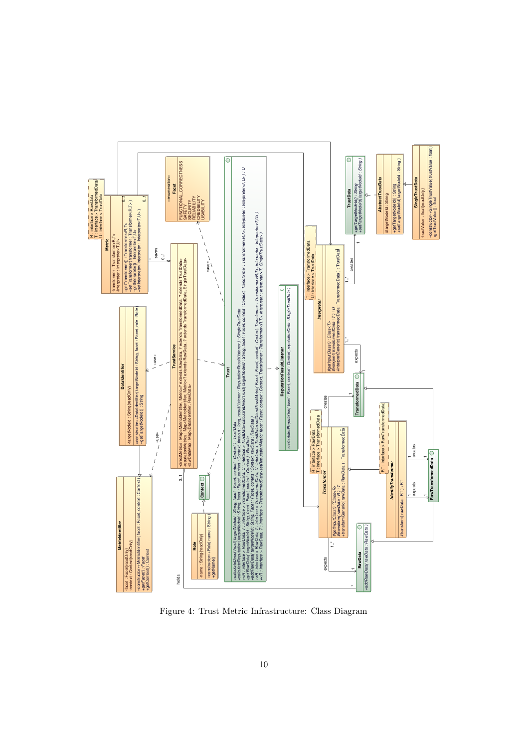Figure 4: Trust Metric Infrastructure: Class Diagram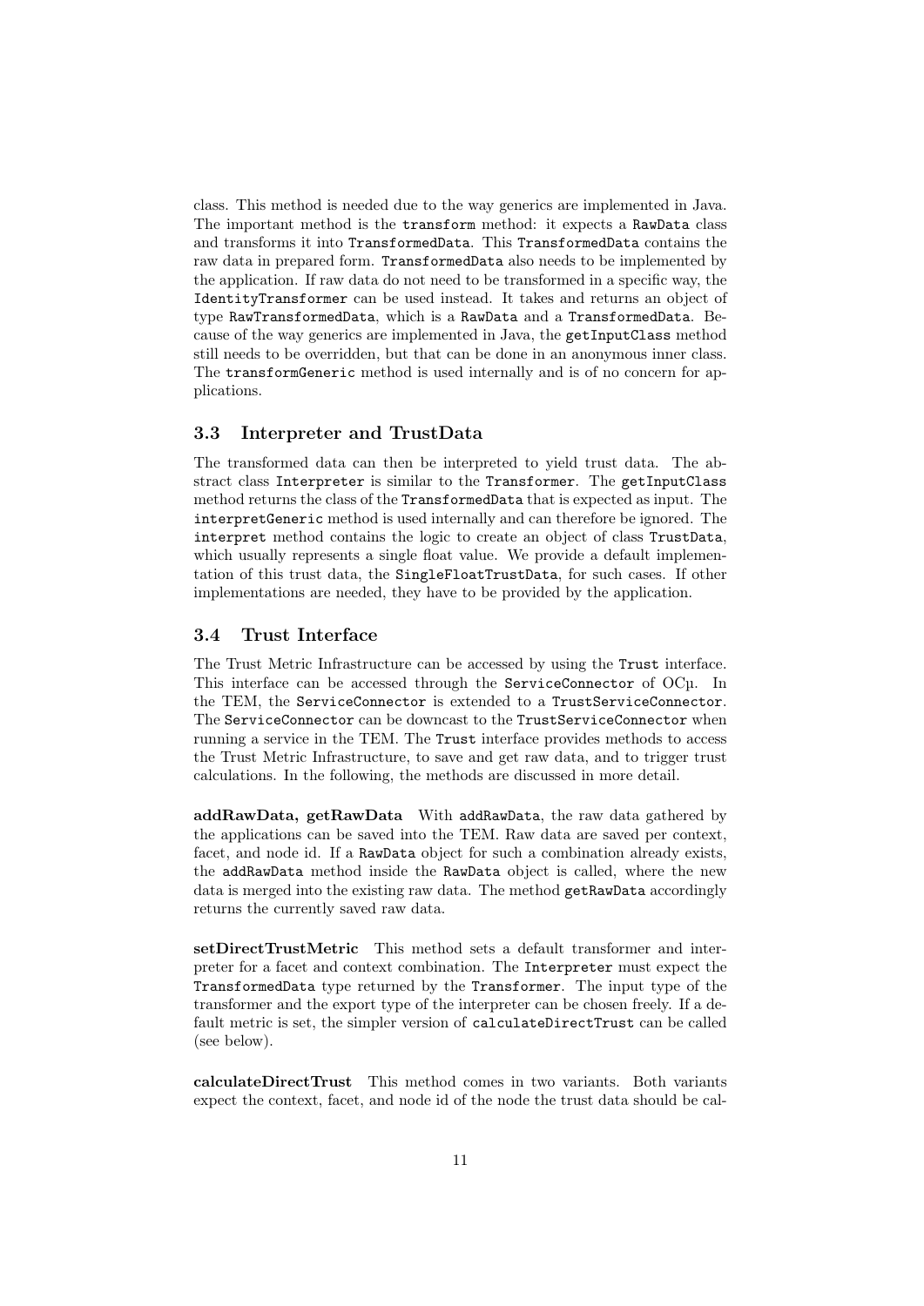class. This method is needed due to the way generics are implemented in Java. The important method is the `transform` method: it expects a `RawData` class and transforms it into `TransformedData`. This `TransformedData` contains the raw data in prepared form. `TransformedData` also needs to be implemented by the application. If raw data do not need to be transformed in a specific way, the `IdentityTransformer` can be used instead. It takes and returns an object of type `RawTransformedData`, which is a `RawData` and a `TransformedData`. Because of the way generics are implemented in Java, the `getInputClass` method still needs to be overridden, but that can be done in an anonymous inner class. The `transformGeneric` method is used internally and is of no concern for applications.

### 3.3 Interpreter and TrustData

The transformed data can then be interpreted to yield trust data. The abstract class `Interpreter` is similar to the `Transformer`. The `getInputClass` method returns the class of the `TransformedData` that is expected as input. The `interpretGeneric` method is used internally and can therefore be ignored. The `interpret` method contains the logic to create an object of class `TrustData`, which usually represents a single float value. We provide a default implementation of this trust data, the `SingleFloatTrustData`, for such cases. If other implementations are needed, they have to be provided by the application.

### 3.4 Trust Interface

The Trust Metric Infrastructure can be accessed by using the `Trust` interface. This interface can be accessed through the `ServiceConnector` of OCµ. In the TEM, the `ServiceConnector` is extended to a `TrustServiceConnector`. The `ServiceConnector` can be downcast to the `TrustServiceConnector` when running a service in the TEM. The `Trust` interface provides methods to access the Trust Metric Infrastructure, to save and get raw data, and to trigger trust calculations. In the following, the methods are discussed in more detail.

**addRawData, getRawData** With `addRawData`, the raw data gathered by the applications can be saved into the TEM. Raw data are saved per context, facet, and node id. If a `RawData` object for such a combination already exists, the `addRawData` method inside the `RawData` object is called, where the new data is merged into the existing raw data. The method `getRawData` accordingly returns the currently saved raw data.

**setDirectTrustMetric** This method sets a default transformer and interpreter for a facet and context combination. The `Interpreter` must expect the `TransformedData` type returned by the `Transformer`. The input type of the transformer and the export type of the interpreter can be chosen freely. If a default metric is set, the simpler version of `calculateDirectTrust` can be called (see below).

**calculateDirectTrust** This method comes in two variants. Both variants expect the context, facet, and node id of the node the trust data should be cal-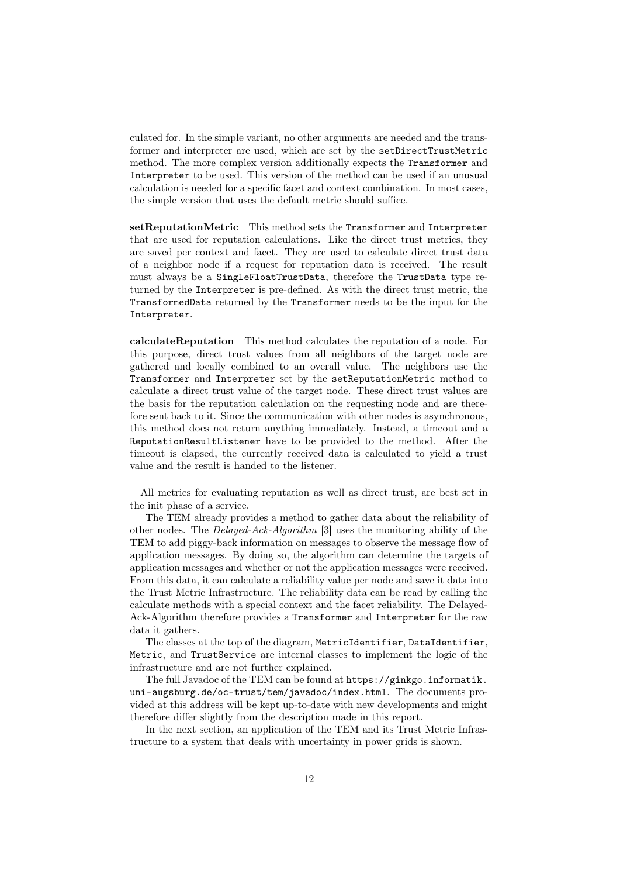culated for. In the simple variant, no other arguments are needed and the transformer and interpreter are used, which are set by the `setDirectTrustMetric` method. The more complex version additionally expects the `Transformer` and `Interpreter` to be used. This version of the method can be used if an unusual calculation is needed for a specific facet and context combination. In most cases, the simple version that uses the default metric should suffice.

**setReputationMetric** This method sets the `Transformer` and `Interpreter` that are used for reputation calculations. Like the direct trust metrics, they are saved per context and facet. They are used to calculate direct trust data of a neighbor node if a request for reputation data is received. The result must always be a `SingleFloatTrustData`, therefore the `TrustData` type returned by the `Interpreter` is pre-defined. As with the direct trust metric, the `TransformedData` returned by the `Transformer` needs to be the input for the `Interpreter`.

**calculateReputation** This method calculates the reputation of a node. For this purpose, direct trust values from all neighbors of the target node are gathered and locally combined to an overall value. The neighbors use the `Transformer` and `Interpreter` set by the `setReputationMetric` method to calculate a direct trust value of the target node. These direct trust values are the basis for the reputation calculation on the requesting node and are therefore sent back to it. Since the communication with other nodes is asynchronous, this method does not return anything immediately. Instead, a timeout and a `ReputationResultListener` have to be provided to the method. After the timeout is elapsed, the currently received data is calculated to yield a trust value and the result is handed to the listener.

All metrics for evaluating reputation as well as direct trust, are best set in the init phase of a service.

The TEM already provides a method to gather data about the reliability of other nodes. The *Delayed-Ack-Algorithm* [3] uses the monitoring ability of the TEM to add piggy-back information on messages to observe the message flow of application messages. By doing so, the algorithm can determine the targets of application messages and whether or not the application messages were received. From this data, it can calculate a reliability value per node and save it data into the Trust Metric Infrastructure. The reliability data can be read by calling the calculate methods with a special context and the facet reliability. The Delayed-Ack-Algorithm therefore provides a `Transformer` and `Interpreter` for the raw data it gathers.

The classes at the top of the diagram, `MetricIdentifier`, `DataIdentifier`, `Metric`, and `TrustService` are internal classes to implement the logic of the infrastructure and are not further explained.

The full Javadoc of the TEM can be found at `https://ginkgo.informatik.uni-augsburg.de/oc-trust/tem/javadoc/index.html`. The documents provided at this address will be kept up-to-date with new developments and might therefore differ slightly from the description made in this report.

In the next section, an application of the TEM and its Trust Metric Infrastructure to a system that deals with uncertainty in power grids is shown.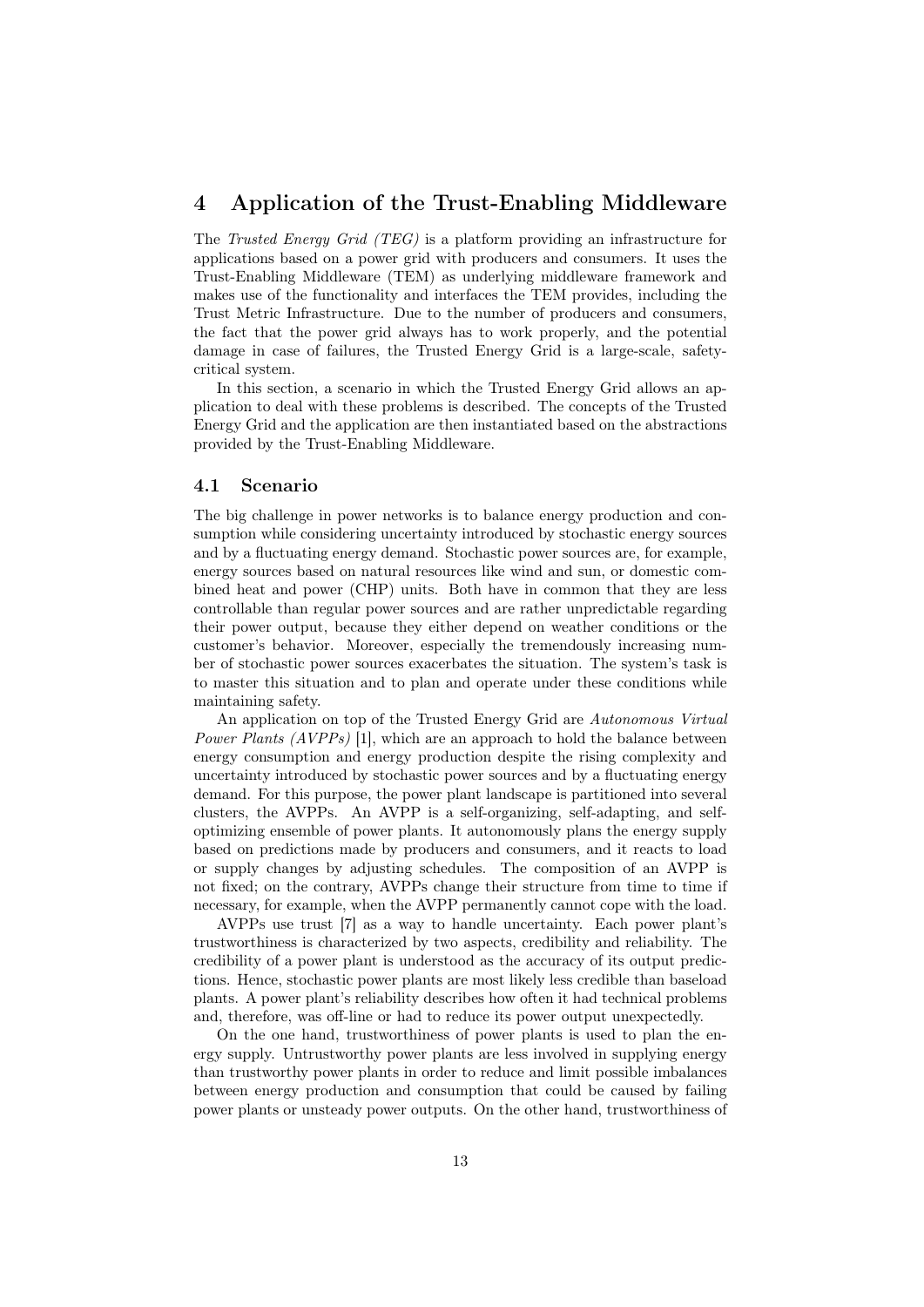# 4 Application of the Trust-Enabling Middleware

The *Trusted Energy Grid (TEG)* is a platform providing an infrastructure for applications based on a power grid with producers and consumers. It uses the Trust-Enabling Middleware (TEM) as underlying middleware framework and makes use of the functionality and interfaces the TEM provides, including the Trust Metric Infrastructure. Due to the number of producers and consumers, the fact that the power grid always has to work properly, and the potential damage in case of failures, the Trusted Energy Grid is a large-scale, safety-critical system.

In this section, a scenario in which the Trusted Energy Grid allows an application to deal with these problems is described. The concepts of the Trusted Energy Grid and the application are then instantiated based on the abstractions provided by the Trust-Enabling Middleware.

## 4.1 Scenario

The big challenge in power networks is to balance energy production and consumption while considering uncertainty introduced by stochastic energy sources and by a fluctuating energy demand. Stochastic power sources are, for example, energy sources based on natural resources like wind and sun, or domestic combined heat and power (CHP) units. Both have in common that they are less controllable than regular power sources and are rather unpredictable regarding their power output, because they either depend on weather conditions or the customer's behavior. Moreover, especially the tremendously increasing number of stochastic power sources exacerbates the situation. The system's task is to master this situation and to plan and operate under these conditions while maintaining safety.

An application on top of the Trusted Energy Grid are *Autonomous Virtual Power Plants (AVPPs)* [1], which are an approach to hold the balance between energy consumption and energy production despite the rising complexity and uncertainty introduced by stochastic power sources and by a fluctuating energy demand. For this purpose, the power plant landscape is partitioned into several clusters, the AVPPs. An AVPP is a self-organizing, self-adapting, and self-optimizing ensemble of power plants. It autonomously plans the energy supply based on predictions made by producers and consumers, and it reacts to load or supply changes by adjusting schedules. The composition of an AVPP is not fixed; on the contrary, AVPPs change their structure from time to time if necessary, for example, when the AVPP permanently cannot cope with the load.

AVPPs use trust [7] as a way to handle uncertainty. Each power plant's trustworthiness is characterized by two aspects, credibility and reliability. The credibility of a power plant is understood as the accuracy of its output predictions. Hence, stochastic power plants are most likely less credible than baseload plants. A power plant's reliability describes how often it had technical problems and, therefore, was off-line or had to reduce its power output unexpectedly.

On the one hand, trustworthiness of power plants is used to plan the energy supply. Untrustworthy power plants are less involved in supplying energy than trustworthy power plants in order to reduce and limit possible imbalances between energy production and consumption that could be caused by failing power plants or unsteady power outputs. On the other hand, trustworthiness of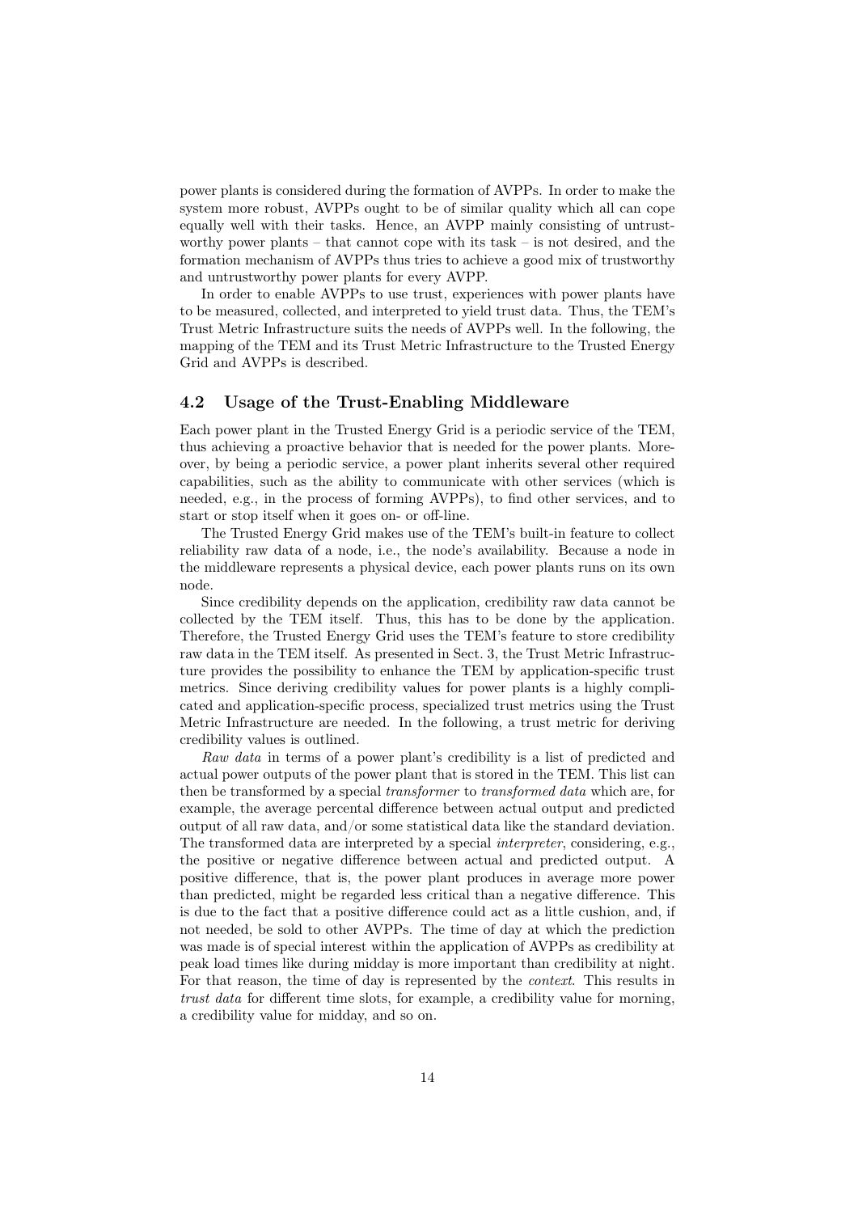power plants is considered during the formation of AVPPs. In order to make the system more robust, AVPPs ought to be of similar quality which all can cope equally well with their tasks. Hence, an AVPP mainly consisting of untrustworthy power plants – that cannot cope with its task – is not desired, and the formation mechanism of AVPPs thus tries to achieve a good mix of trustworthy and untrustworthy power plants for every AVPP.

In order to enable AVPPs to use trust, experiences with power plants have to be measured, collected, and interpreted to yield trust data. Thus, the TEM's Trust Metric Infrastructure suits the needs of AVPPs well. In the following, the mapping of the TEM and its Trust Metric Infrastructure to the Trusted Energy Grid and AVPPs is described.

### 4.2 Usage of the Trust-Enabling Middleware

Each power plant in the Trusted Energy Grid is a periodic service of the TEM, thus achieving a proactive behavior that is needed for the power plants. Moreover, by being a periodic service, a power plant inherits several other required capabilities, such as the ability to communicate with other services (which is needed, e.g., in the process of forming AVPPs), to find other services, and to start or stop itself when it goes on- or off-line.

The Trusted Energy Grid makes use of the TEM's built-in feature to collect reliability raw data of a node, i.e., the node's availability. Because a node in the middleware represents a physical device, each power plants runs on its own node.

Since credibility depends on the application, credibility raw data cannot be collected by the TEM itself. Thus, this has to be done by the application. Therefore, the Trusted Energy Grid uses the TEM's feature to store credibility raw data in the TEM itself. As presented in Sect. 3, the Trust Metric Infrastructure provides the possibility to enhance the TEM by application-specific trust metrics. Since deriving credibility values for power plants is a highly complicated and application-specific process, specialized trust metrics using the Trust Metric Infrastructure are needed. In the following, a trust metric for deriving credibility values is outlined.

*Raw data* in terms of a power plant's credibility is a list of predicted and actual power outputs of the power plant that is stored in the TEM. This list can then be transformed by a special *transformer* to *transformed data* which are, for example, the average percental difference between actual output and predicted output of all raw data, and/or some statistical data like the standard deviation. The transformed data are interpreted by a special *interpreter*, considering, e.g., the positive or negative difference between actual and predicted output. A positive difference, that is, the power plant produces in average more power than predicted, might be regarded less critical than a negative difference. This is due to the fact that a positive difference could act as a little cushion, and, if not needed, be sold to other AVPPs. The time of day at which the prediction was made is of special interest within the application of AVPPs as credibility at peak load times like during midday is more important than credibility at night. For that reason, the time of day is represented by the *context*. This results in *trust data* for different time slots, for example, a credibility value for morning, a credibility value for midday, and so on.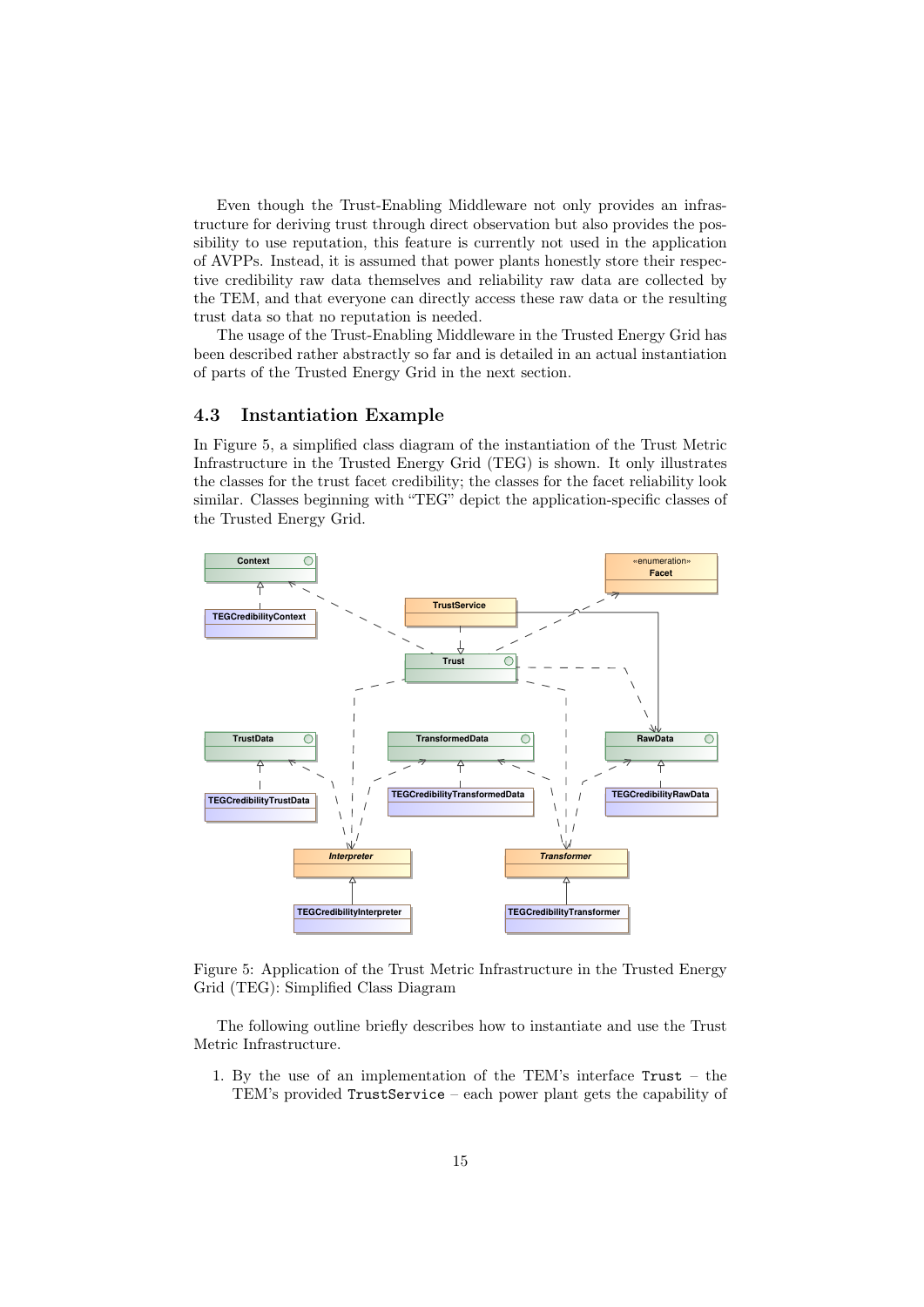Even though the Trust-Enabling Middleware not only provides an infrastructure for deriving trust through direct observation but also provides the possibility to use reputation, this feature is currently not used in the application of AVPPs. Instead, it is assumed that power plants honestly store their respective credibility raw data themselves and reliability raw data are collected by the TEM, and that everyone can directly access these raw data or the resulting trust data so that no reputation is needed.

The usage of the Trust-Enabling Middleware in the Trusted Energy Grid has been described rather abstractly so far and is detailed in an actual instantiation of parts of the Trusted Energy Grid in the next section.

### 4.3 Instantiation Example

In Figure 5, a simplified class diagram of the instantiation of the Trust Metric Infrastructure in the Trusted Energy Grid (TEG) is shown. It only illustrates the classes for the trust facet credibility; the classes for the facet reliability look similar. Classes beginning with "TEG" depict the application-specific classes of the Trusted Energy Grid.

Figure 5: Application of the Trust Metric Infrastructure in the Trusted Energy Grid (TEG): Simplified Class Diagram

The following outline briefly describes how to instantiate and use the Trust Metric Infrastructure.

1. By the use of an implementation of the TEM's interface `Trust` – the TEM's provided `TrustService` – each power plant gets the capability of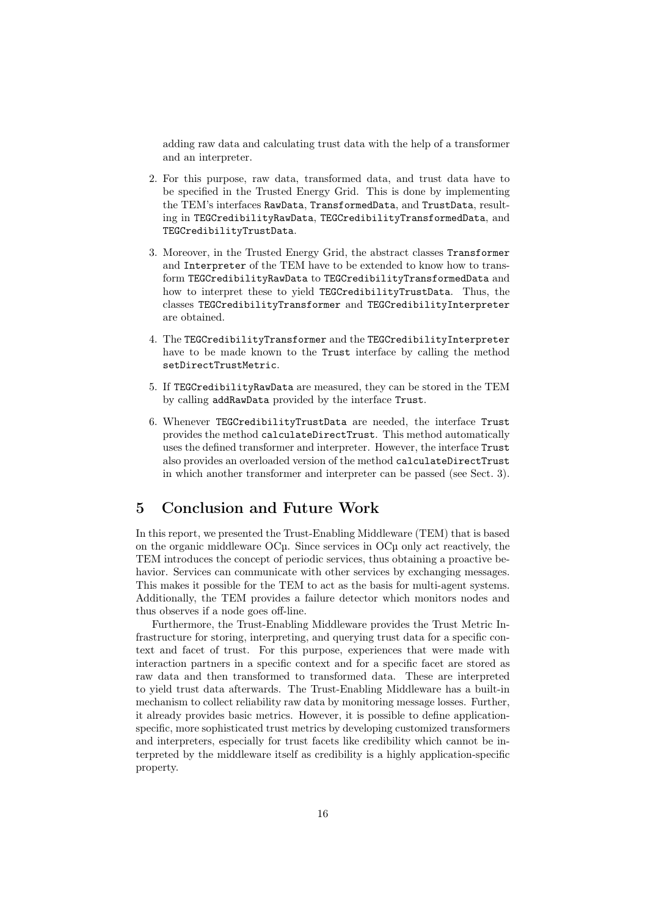adding raw data and calculating trust data with the help of a transformer and an interpreter.

2. For this purpose, raw data, transformed data, and trust data have to be specified in the Trusted Energy Grid. This is done by implementing the TEM's interfaces `RawData`, `TransformedData`, and `TrustData`, resulting in `TEGCredibilityRawData`, `TEGCredibilityTransformedData`, and `TEGCredibilityTrustData`.

3. Moreover, in the Trusted Energy Grid, the abstract classes `Transformer` and `Interpreter` of the TEM have to be extended to know how to transform `TEGCredibilityRawData` to `TEGCredibilityTransformedData` and how to interpret these to yield `TEGCredibilityTrustData`. Thus, the classes `TEGCredibilityTransformer` and `TEGCredibilityInterpreter` are obtained.

4. The `TEGCredibilityTransformer` and the `TEGCredibilityInterpreter` have to be made known to the `Trust` interface by calling the method `setDirectTrustMetric`.

5. If `TEGCredibilityRawData` are measured, they can be stored in the TEM by calling `addRawData` provided by the interface `Trust`.

6. Whenever `TEGCredibilityTrustData` are needed, the interface `Trust` provides the method `calculateDirectTrust`. This method automatically uses the defined transformer and interpreter. However, the interface `Trust` also provides an overloaded version of the method `calculateDirectTrust` in which another transformer and interpreter can be passed (see Sect. 3).

## 5 Conclusion and Future Work

In this report, we presented the Trust-Enabling Middleware (TEM) that is based on the organic middleware OCµ. Since services in OCµ only act reactively, the TEM introduces the concept of periodic services, thus obtaining a proactive behavior. Services can communicate with other services by exchanging messages. This makes it possible for the TEM to act as the basis for multi-agent systems. Additionally, the TEM provides a failure detector which monitors nodes and thus observes if a node goes off-line.

Furthermore, the Trust-Enabling Middleware provides the Trust Metric Infrastructure for storing, interpreting, and querying trust data for a specific context and facet of trust. For this purpose, experiences that were made with interaction partners in a specific context and for a specific facet are stored as raw data and then transformed to transformed data. These are interpreted to yield trust data afterwards. The Trust-Enabling Middleware has a built-in mechanism to collect reliability raw data by monitoring message losses. Further, it already provides basic metrics. However, it is possible to define application-specific, more sophisticated trust metrics by developing customized transformers and interpreters, especially for trust facets like credibility which cannot be interpreted by the middleware itself as credibility is a highly application-specific property.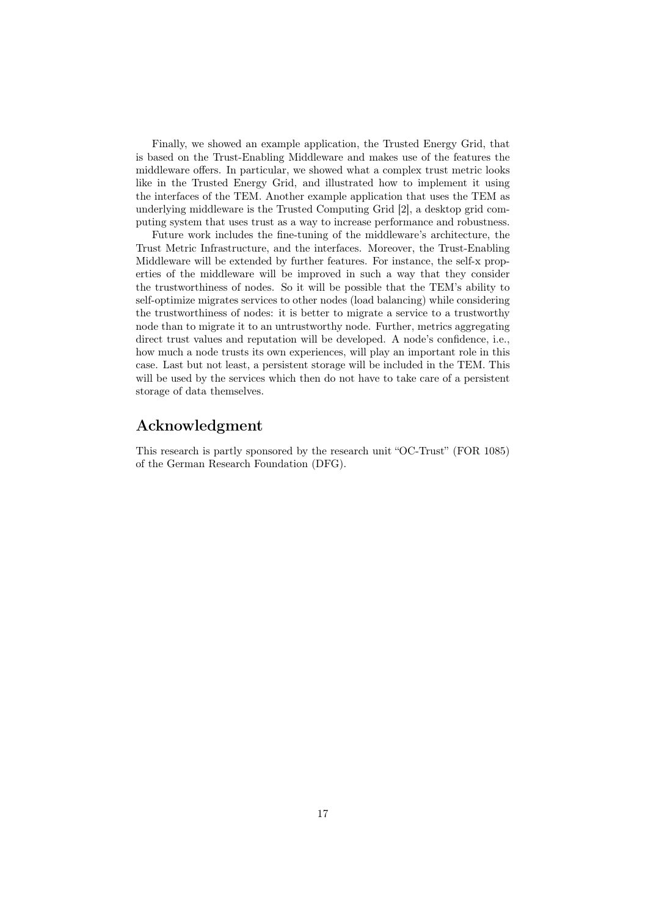Finally, we showed an example application, the Trusted Energy Grid, that is based on the Trust-Enabling Middleware and makes use of the features the middleware offers. In particular, we showed what a complex trust metric looks like in the Trusted Energy Grid, and illustrated how to implement it using the interfaces of the TEM. Another example application that uses the TEM as underlying middleware is the Trusted Computing Grid [2], a desktop grid computing system that uses trust as a way to increase performance and robustness.

Future work includes the fine-tuning of the middleware's architecture, the Trust Metric Infrastructure, and the interfaces. Moreover, the Trust-Enabling Middleware will be extended by further features. For instance, the self-x properties of the middleware will be improved in such a way that they consider the trustworthiness of nodes. So it will be possible that the TEM's ability to self-optimize migrates services to other nodes (load balancing) while considering the trustworthiness of nodes: it is better to migrate a service to a trustworthy node than to migrate it to an untrustworthy node. Further, metrics aggregating direct trust values and reputation will be developed. A node's confidence, i.e., how much a node trusts its own experiences, will play an important role in this case. Last but not least, a persistent storage will be included in the TEM. This will be used by the services which then do not have to take care of a persistent storage of data themselves.

## Acknowledgment

This research is partly sponsored by the research unit "OC-Trust" (FOR 1085) of the German Research Foundation (DFG).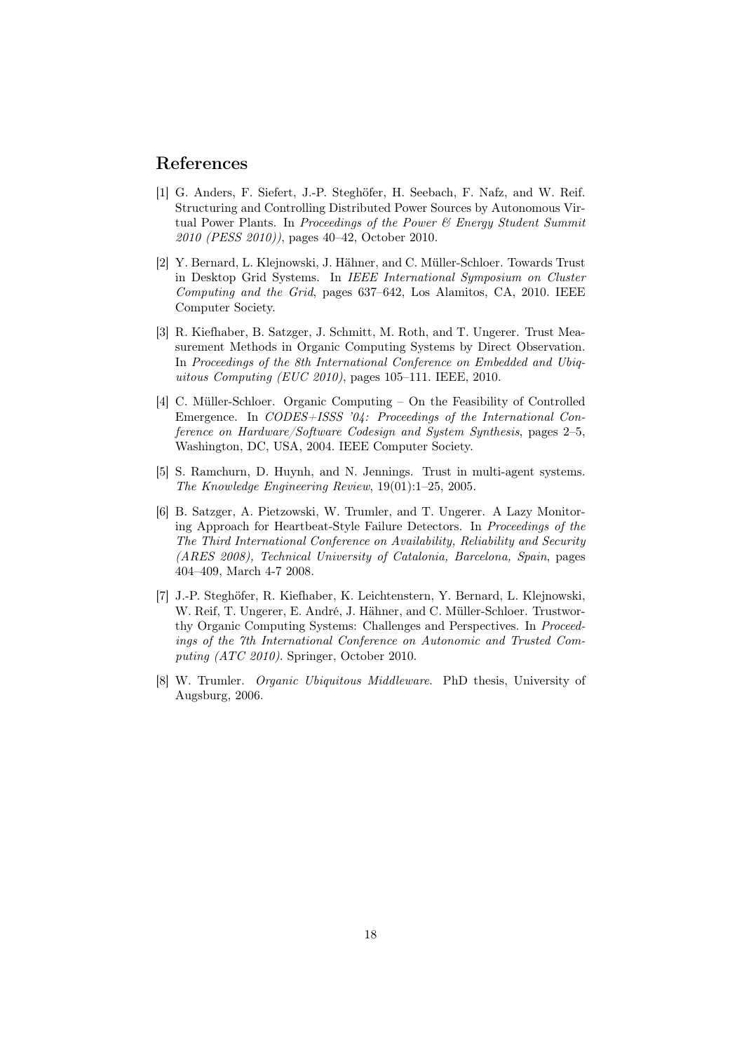## References

[1] G. Anders, F. Siefert, J.-P. Steghöfer, H. Seebach, F. Nafz, and W. Reif. Structuring and Controlling Distributed Power Sources by Autonomous Virtual Power Plants. In *Proceedings of the Power & Energy Student Summit 2010 (PESS 2010))*, pages 40–42, October 2010.

[2] Y. Bernard, L. Klejnowski, J. Hähner, and C. Müller-Schloer. Towards Trust in Desktop Grid Systems. In *IEEE International Symposium on Cluster Computing and the Grid*, pages 637–642, Los Alamitos, CA, 2010. IEEE Computer Society.

[3] R. Kiefhaber, B. Satzger, J. Schmitt, M. Roth, and T. Ungerer. Trust Measurement Methods in Organic Computing Systems by Direct Observation. In *Proceedings of the 8th International Conference on Embedded and Ubiquitous Computing (EUC 2010)*, pages 105–111. IEEE, 2010.

[4] C. Müller-Schloer. Organic Computing – On the Feasibility of Controlled Emergence. In *CODES+ISSS '04: Proceedings of the International Conference on Hardware/Software Codesign and System Synthesis*, pages 2–5, Washington, DC, USA, 2004. IEEE Computer Society.

[5] S. Ramchurn, D. Huynh, and N. Jennings. Trust in multi-agent systems. *The Knowledge Engineering Review*, 19(01):1–25, 2005.

[6] B. Satzger, A. Pietzowski, W. Trumler, and T. Ungerer. A Lazy Monitoring Approach for Heartbeat-Style Failure Detectors. In *Proceedings of the The Third International Conference on Availability, Reliability and Security (ARES 2008), Technical University of Catalonia, Barcelona, Spain*, pages 404–409, March 4-7 2008.

[7] J.-P. Steghöfer, R. Kiefhaber, K. Leichtenstern, Y. Bernard, L. Klejnowski, W. Reif, T. Ungerer, E. André, J. Hähner, and C. Müller-Schloer. Trustworthy Organic Computing Systems: Challenges and Perspectives. In *Proceedings of the 7th International Conference on Autonomic and Trusted Computing (ATC 2010)*. Springer, October 2010.

[8] W. Trumler. *Organic Ubiquitous Middleware*. PhD thesis, University of Augsburg, 2006.